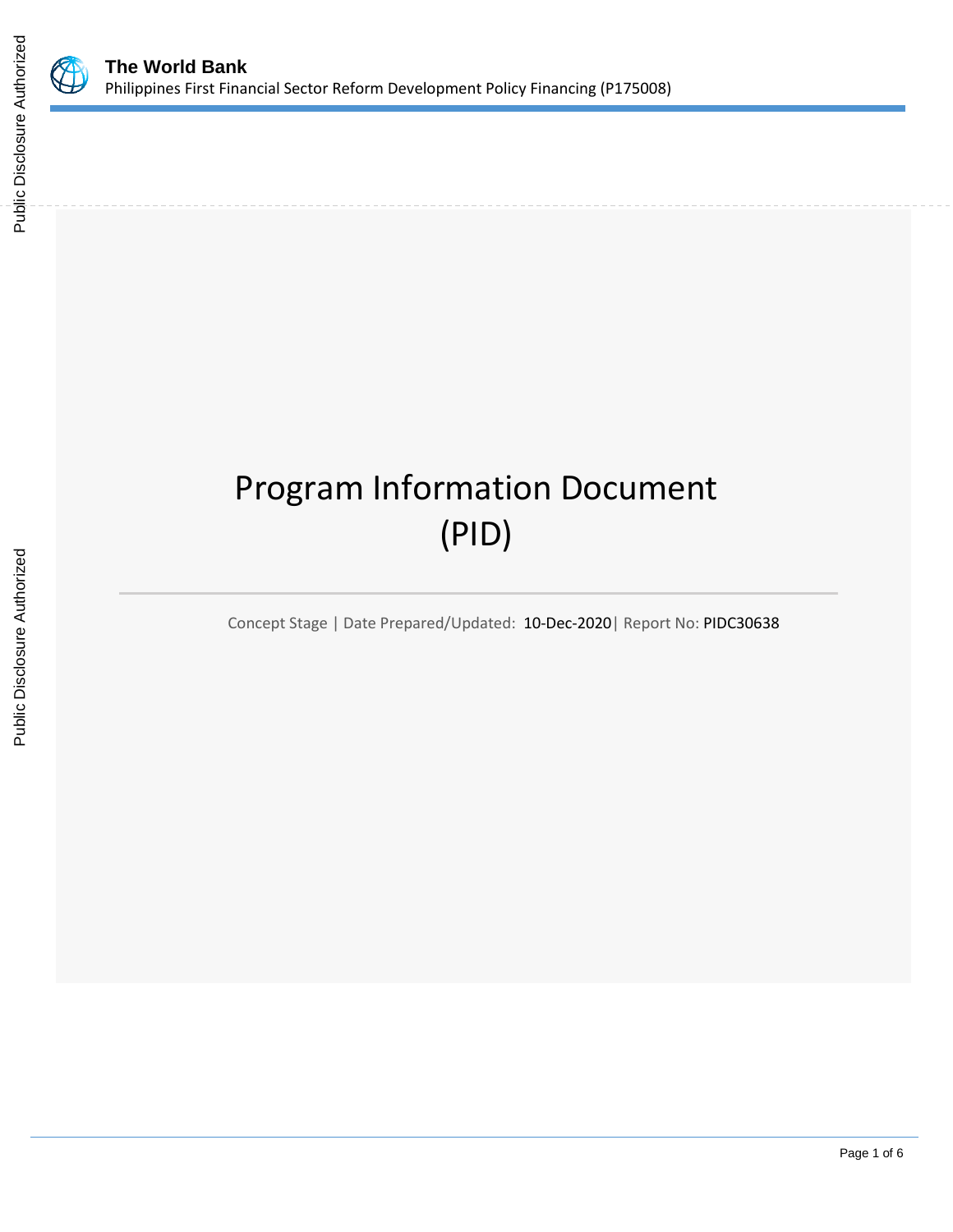**The World Bank**
Philippines First Financial Sector Reform Development Policy Financing (P175008)

# Program Information Document (PID)

Concept Stage | Date Prepared/Updated: 10-Dec-2020| Report No: PIDC30638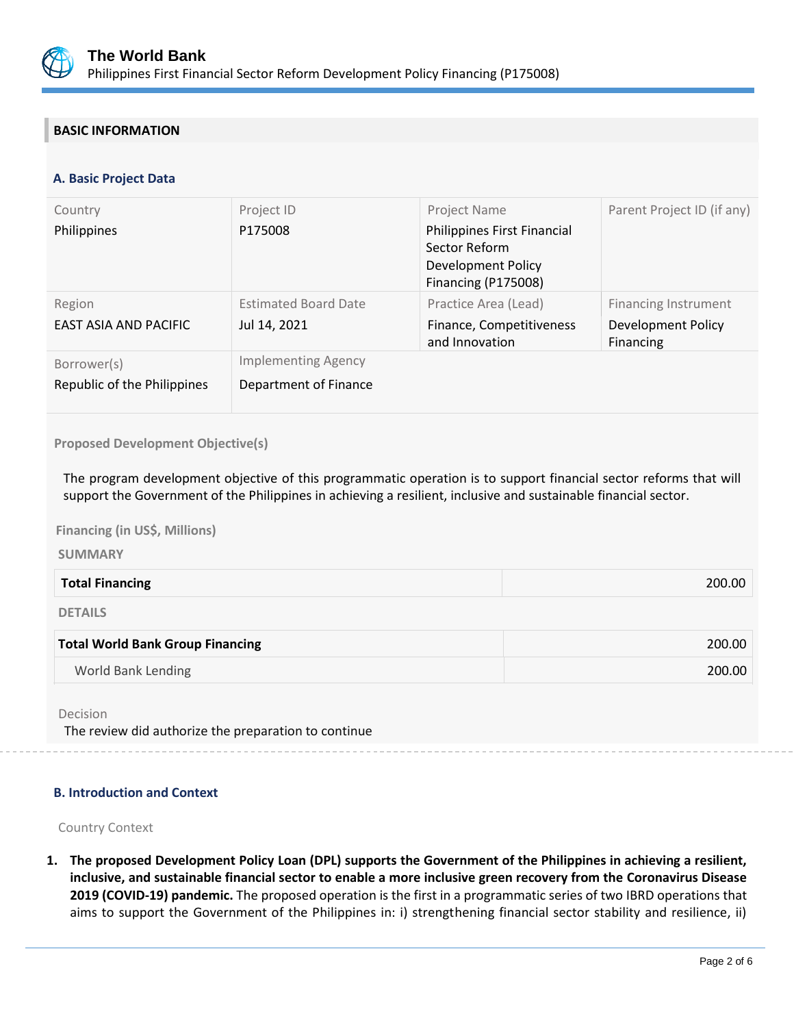## BASIC INFORMATION

### A. Basic Project Data

| Country | Project ID | Project Name | Parent Project ID (if any) |
|---|---|---|---|
| Philippines | P175008 | Philippines First Financial Sector Reform Development Policy Financing (P175008) | |
| **Region** | **Estimated Board Date** | **Practice Area (Lead)** | **Financing Instrument** |
| EAST ASIA AND PACIFIC | Jul 14, 2021 | Finance, Competitiveness and Innovation | Development Policy Financing |
| **Borrower(s)** | **Implementing Agency** | | |
| Republic of the Philippines | Department of Finance | | |

**Proposed Development Objective(s)**

The program development objective of this programmatic operation is to support financial sector reforms that will support the Government of the Philippines in achieving a resilient, inclusive and sustainable financial sector.

**Financing (in US$, Millions)**

**SUMMARY**

| **Total Financing** | 200.00 |
|---|---|

**DETAILS**

| **Total World Bank Group Financing** | 200.00 |
|---|---|
| World Bank Lending | 200.00 |

Decision

The review did authorize the preparation to continue

### B. Introduction and Context

Country Context

1. **The proposed Development Policy Loan (DPL) supports the Government of the Philippines in achieving a resilient, inclusive, and sustainable financial sector to enable a more inclusive green recovery from the Coronavirus Disease 2019 (COVID-19) pandemic.** The proposed operation is the first in a programmatic series of two IBRD operations that aims to support the Government of the Philippines in: i) strengthening financial sector stability and resilience, ii)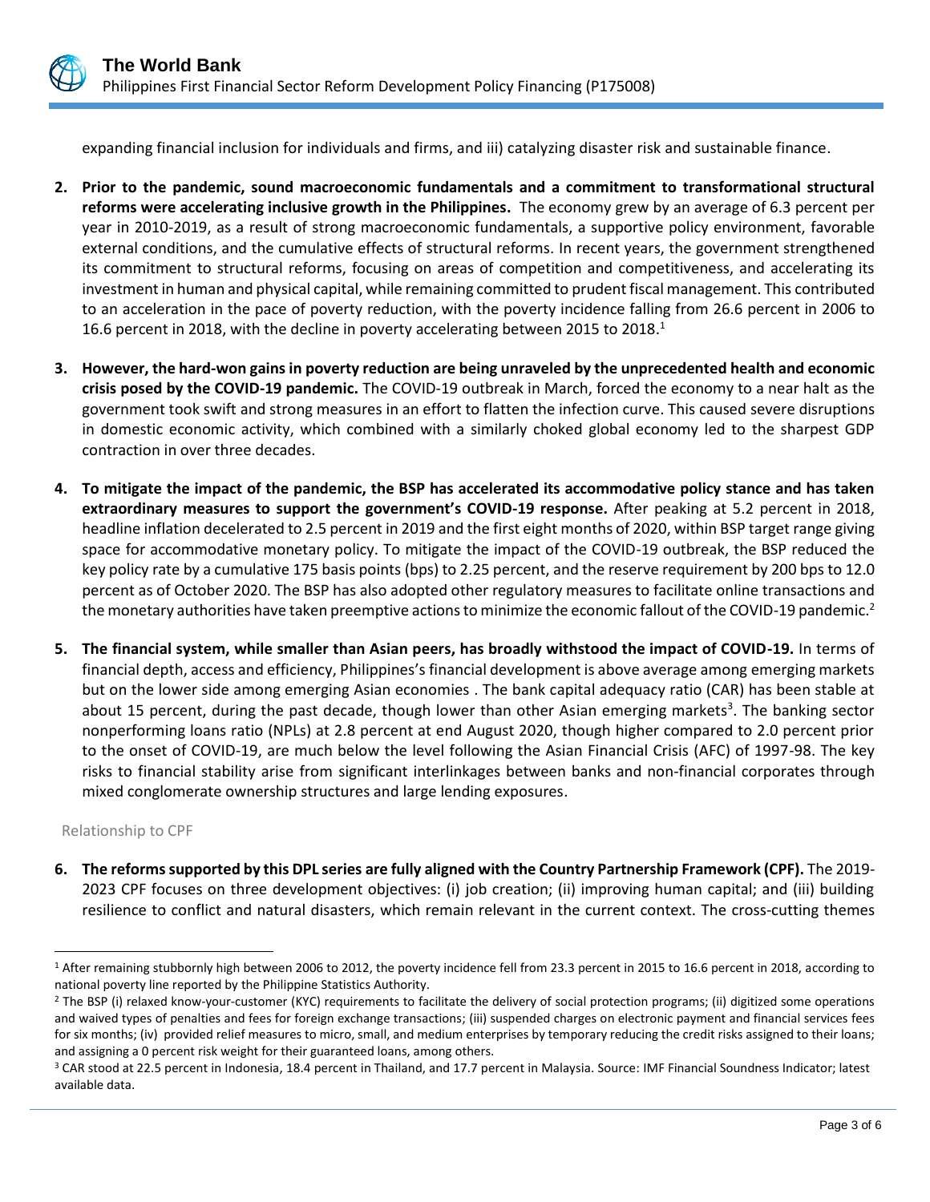expanding financial inclusion for individuals and firms, and iii) catalyzing disaster risk and sustainable finance.

2. **Prior to the pandemic, sound macroeconomic fundamentals and a commitment to transformational structural reforms were accelerating inclusive growth in the Philippines.** The economy grew by an average of 6.3 percent per year in 2010-2019, as a result of strong macroeconomic fundamentals, a supportive policy environment, favorable external conditions, and the cumulative effects of structural reforms. In recent years, the government strengthened its commitment to structural reforms, focusing on areas of competition and competitiveness, and accelerating its investment in human and physical capital, while remaining committed to prudent fiscal management. This contributed to an acceleration in the pace of poverty reduction, with the poverty incidence falling from 26.6 percent in 2006 to 16.6 percent in 2018, with the decline in poverty accelerating between 2015 to 2018.[1]

3. **However, the hard-won gains in poverty reduction are being unraveled by the unprecedented health and economic crisis posed by the COVID-19 pandemic.** The COVID-19 outbreak in March, forced the economy to a near halt as the government took swift and strong measures in an effort to flatten the infection curve. This caused severe disruptions in domestic economic activity, which combined with a similarly choked global economy led to the sharpest GDP contraction in over three decades.

4. **To mitigate the impact of the pandemic, the BSP has accelerated its accommodative policy stance and has taken extraordinary measures to support the government's COVID-19 response.** After peaking at 5.2 percent in 2018, headline inflation decelerated to 2.5 percent in 2019 and the first eight months of 2020, within BSP target range giving space for accommodative monetary policy. To mitigate the impact of the COVID-19 outbreak, the BSP reduced the key policy rate by a cumulative 175 basis points (bps) to 2.25 percent, and the reserve requirement by 200 bps to 12.0 percent as of October 2020. The BSP has also adopted other regulatory measures to facilitate online transactions and the monetary authorities have taken preemptive actions to minimize the economic fallout of the COVID-19 pandemic.[2]

5. **The financial system, while smaller than Asian peers, has broadly withstood the impact of COVID-19.** In terms of financial depth, access and efficiency, Philippines's financial development is above average among emerging markets but on the lower side among emerging Asian economies . The bank capital adequacy ratio (CAR) has been stable at about 15 percent, during the past decade, though lower than other Asian emerging markets[3]. The banking sector nonperforming loans ratio (NPLs) at 2.8 percent at end August 2020, though higher compared to 2.0 percent prior to the onset of COVID-19, are much below the level following the Asian Financial Crisis (AFC) of 1997-98. The key risks to financial stability arise from significant interlinkages between banks and non-financial corporates through mixed conglomerate ownership structures and large lending exposures.

Relationship to CPF

6. **The reforms supported by this DPL series are fully aligned with the Country Partnership Framework (CPF).** The 2019-2023 CPF focuses on three development objectives: (i) job creation; (ii) improving human capital; and (iii) building resilience to conflict and natural disasters, which remain relevant in the current context. The cross-cutting themes

---

[1] After remaining stubbornly high between 2006 to 2012, the poverty incidence fell from 23.3 percent in 2015 to 16.6 percent in 2018, according to national poverty line reported by the Philippine Statistics Authority.

[2] The BSP (i) relaxed know-your-customer (KYC) requirements to facilitate the delivery of social protection programs; (ii) digitized some operations and waived types of penalties and fees for foreign exchange transactions; (iii) suspended charges on electronic payment and financial services fees for six months; (iv) provided relief measures to micro, small, and medium enterprises by temporary reducing the credit risks assigned to their loans; and assigning a 0 percent risk weight for their guaranteed loans, among others.

[3] CAR stood at 22.5 percent in Indonesia, 18.4 percent in Thailand, and 17.7 percent in Malaysia. Source: IMF Financial Soundness Indicator; latest available data.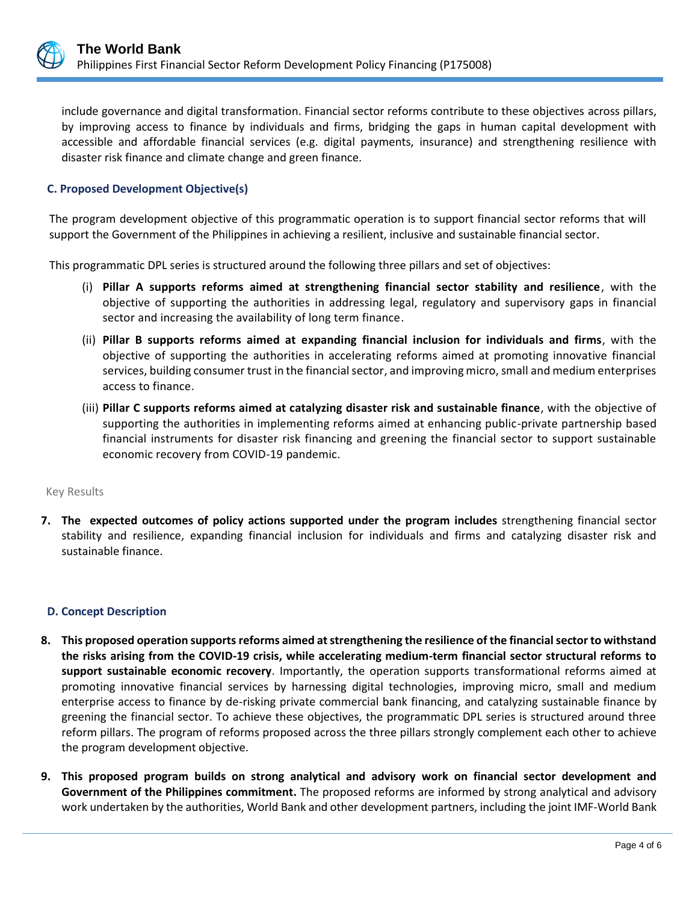include governance and digital transformation. Financial sector reforms contribute to these objectives across pillars, by improving access to finance by individuals and firms, bridging the gaps in human capital development with accessible and affordable financial services (e.g. digital payments, insurance) and strengthening resilience with disaster risk finance and climate change and green finance.

### C. Proposed Development Objective(s)

The program development objective of this programmatic operation is to support financial sector reforms that will support the Government of the Philippines in achieving a resilient, inclusive and sustainable financial sector.

This programmatic DPL series is structured around the following three pillars and set of objectives:

(i) **Pillar A supports reforms aimed at strengthening financial sector stability and resilience**, with the objective of supporting the authorities in addressing legal, regulatory and supervisory gaps in financial sector and increasing the availability of long term finance.

(ii) **Pillar B supports reforms aimed at expanding financial inclusion for individuals and firms**, with the objective of supporting the authorities in accelerating reforms aimed at promoting innovative financial services, building consumer trust in the financial sector, and improving micro, small and medium enterprises access to finance.

(iii) **Pillar C supports reforms aimed at catalyzing disaster risk and sustainable finance**, with the objective of supporting the authorities in implementing reforms aimed at enhancing public-private partnership based financial instruments for disaster risk financing and greening the financial sector to support sustainable economic recovery from COVID-19 pandemic.

Key Results

7. **The expected outcomes of policy actions supported under the program includes** strengthening financial sector stability and resilience, expanding financial inclusion for individuals and firms and catalyzing disaster risk and sustainable finance.

### D. Concept Description

8. **This proposed operation supports reforms aimed at strengthening the resilience of the financial sector to withstand the risks arising from the COVID-19 crisis, while accelerating medium-term financial sector structural reforms to support sustainable economic recovery**. Importantly, the operation supports transformational reforms aimed at promoting innovative financial services by harnessing digital technologies, improving micro, small and medium enterprise access to finance by de-risking private commercial bank financing, and catalyzing sustainable finance by greening the financial sector. To achieve these objectives, the programmatic DPL series is structured around three reform pillars. The program of reforms proposed across the three pillars strongly complement each other to achieve the program development objective.

9. **This proposed program builds on strong analytical and advisory work on financial sector development and Government of the Philippines commitment.** The proposed reforms are informed by strong analytical and advisory work undertaken by the authorities, World Bank and other development partners, including the joint IMF-World Bank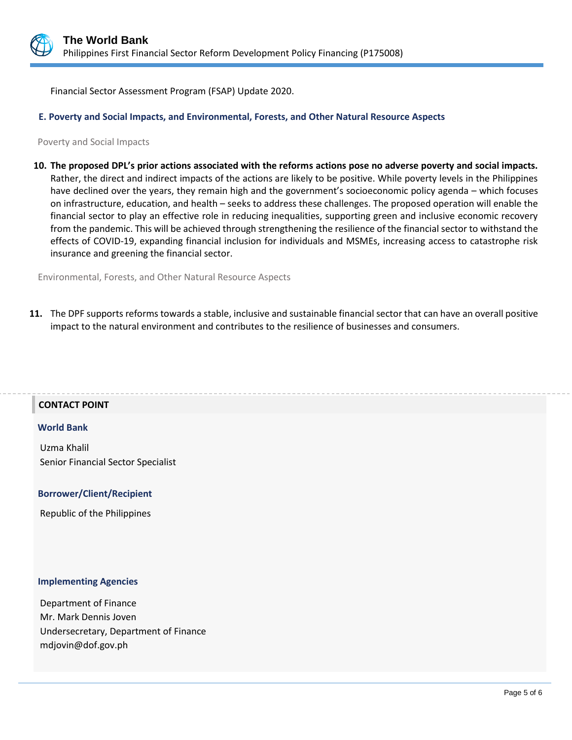Financial Sector Assessment Program (FSAP) Update 2020.

### E. Poverty and Social Impacts, and Environmental, Forests, and Other Natural Resource Aspects

Poverty and Social Impacts

10. **The proposed DPL's prior actions associated with the reforms actions pose no adverse poverty and social impacts.** Rather, the direct and indirect impacts of the actions are likely to be positive. While poverty levels in the Philippines have declined over the years, they remain high and the government's socioeconomic policy agenda – which focuses on infrastructure, education, and health – seeks to address these challenges. The proposed operation will enable the financial sector to play an effective role in reducing inequalities, supporting green and inclusive economic recovery from the pandemic. This will be achieved through strengthening the resilience of the financial sector to withstand the effects of COVID-19, expanding financial inclusion for individuals and MSMEs, increasing access to catastrophe risk insurance and greening the financial sector.

Environmental, Forests, and Other Natural Resource Aspects

11. The DPF supports reforms towards a stable, inclusive and sustainable financial sector that can have an overall positive impact to the natural environment and contributes to the resilience of businesses and consumers.

## CONTACT POINT

### World Bank

Uzma Khalil
Senior Financial Sector Specialist

### Borrower/Client/Recipient

Republic of the Philippines

### Implementing Agencies

Department of Finance
Mr. Mark Dennis Joven
Undersecretary, Department of Finance
mdjovin@dof.gov.ph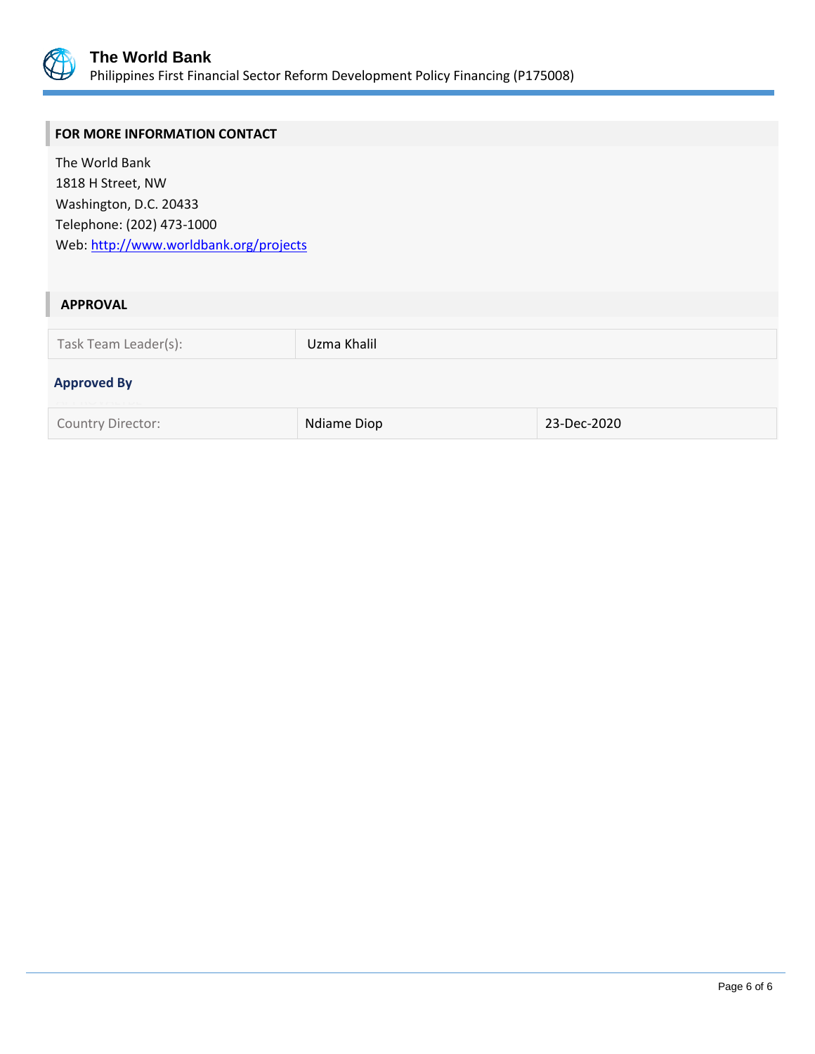## FOR MORE INFORMATION CONTACT

The World Bank
1818 H Street, NW
Washington, D.C. 20433
Telephone: (202) 473-1000
Web: http://www.worldbank.org/projects

## APPROVAL

| | |
|---|---|
| Task Team Leader(s): | Uzma Khalil |

**Approved By**

| | | |
|---|---|---|
| Country Director: | Ndiame Diop | 23-Dec-2020 |